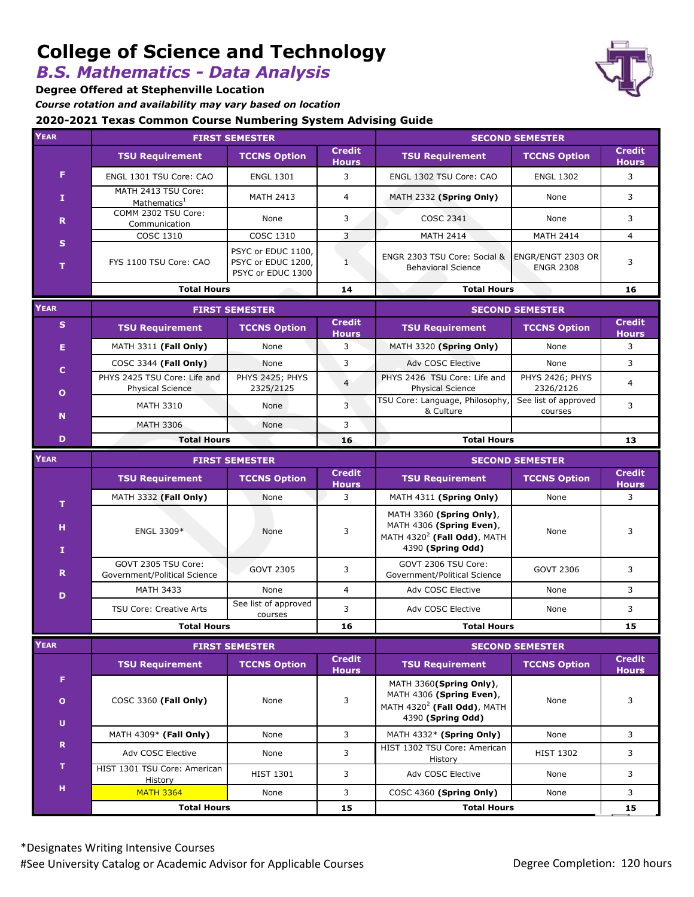# College of Science and Technology

## *B.S. Mathematics - Data Analysis*

**Degree Offered at Stephenville Location**

*Course rotation and availability may vary based on location*

**2020-2021 Texas Common Course Numbering System Advising Guide**

| YEAR | FIRST SEMESTER | | | SECOND SEMESTER | | |
|---|---|---|---|---|---|---|
| | **TSU Requirement** | **TCCNS Option** | **Credit Hours** | **TSU Requirement** | **TCCNS Option** | **Credit Hours** |
| FIRST | ENGL 1301 TSU Core: CAO | ENGL 1301 | 3 | ENGL 1302 TSU Core: CAO | ENGL 1302 | 3 |
| | MATH 2413 TSU Core: Mathematics[1] | MATH 2413 | 4 | MATH 2332 **(Spring Only)** | None | 3 |
| | COMM 2302 TSU Core: Communication | None | 3 | COSC 2341 | None | 3 |
| | COSC 1310 | COSC 1310 | 3 | MATH 2414 | MATH 2414 | 4 |
| | FYS 1100 TSU Core: CAO | PSYC or EDUC 1100, PSYC or EDUC 1200, PSYC or EDUC 1300 | 1 | ENGR 2303 TSU Core: Social & Behavioral Science | ENGR/ENGT 2303 OR ENGR 2308 | 3 |
| | **Total Hours** | | **14** | **Total Hours** | | **16** |

| YEAR | FIRST SEMESTER | | | SECOND SEMESTER | | |
|---|---|---|---|---|---|---|
| | **TSU Requirement** | **TCCNS Option** | **Credit Hours** | **TSU Requirement** | **TCCNS Option** | **Credit Hours** |
| SECOND | MATH 3311 **(Fall Only)** | None | 3 | MATH 3320 **(Spring Only)** | None | 3 |
| | COSC 3344 **(Fall Only)** | None | 3 | Adv COSC Elective | None | 3 |
| | PHYS 2425 TSU Core: Life and Physical Science | PHYS 2425; PHYS 2325/2125 | 4 | PHYS 2426 TSU Core: Life and Physical Science | PHYS 2426; PHYS 2326/2126 | 4 |
| | MATH 3310 | None | 3 | TSU Core: Language, Philosophy, & Culture | See list of approved courses | 3 |
| | MATH 3306 | None | 3 | | | |
| | **Total Hours** | | **16** | **Total Hours** | | **13** |

| YEAR | FIRST SEMESTER | | | SECOND SEMESTER | | |
|---|---|---|---|---|---|---|
| | **TSU Requirement** | **TCCNS Option** | **Credit Hours** | **TSU Requirement** | **TCCNS Option** | **Credit Hours** |
| THIRD | MATH 3332 **(Fall Only)** | None | 3 | MATH 4311 **(Spring Only)** | None | 3 |
| | ENGL 3309* | None | 3 | MATH 3360 **(Spring Only)**, MATH 4306 **(Spring Even)**, MATH 4320[2] **(Fall Odd)**, MATH 4390 **(Spring Odd)** | None | 3 |
| | GOVT 2305 TSU Core: Government/Political Science | GOVT 2305 | 3 | GOVT 2306 TSU Core: Government/Political Science | GOVT 2306 | 3 |
| | MATH 3433 | None | 4 | Adv COSC Elective | None | 3 |
| | TSU Core: Creative Arts | See list of approved courses | 3 | Adv COSC Elective | None | 3 |
| | **Total Hours** | | **16** | **Total Hours** | | **15** |

| YEAR | FIRST SEMESTER | | | SECOND SEMESTER | | |
|---|---|---|---|---|---|---|
| | **TSU Requirement** | **TCCNS Option** | **Credit Hours** | **TSU Requirement** | **TCCNS Option** | **Credit Hours** |
| FOURTH | COSC 3360 **(Fall Only)** | None | 3 | MATH 3360 **(Spring Only)**, MATH 4306 **(Spring Even)**, MATH 4320[2] **(Fall Odd)**, MATH 4390 **(Spring Odd)** | None | 3 |
| | MATH 4309* **(Fall Only)** | None | 3 | MATH 4332* **(Spring Only)** | None | 3 |
| | Adv COSC Elective | None | 3 | HIST 1302 TSU Core: American History | HIST 1302 | 3 |
| | HIST 1301 TSU Core: American History | HIST 1301 | 3 | Adv COSC Elective | None | 3 |
| | MATH 3364 | None | 3 | COSC 4360 **(Spring Only)** | None | 3 |
| | **Total Hours** | | **15** | **Total Hours** | | **15** |

*Designates Writing Intensive Courses

#See University Catalog or Academic Advisor for Applicable Courses

Degree Completion: 120 hours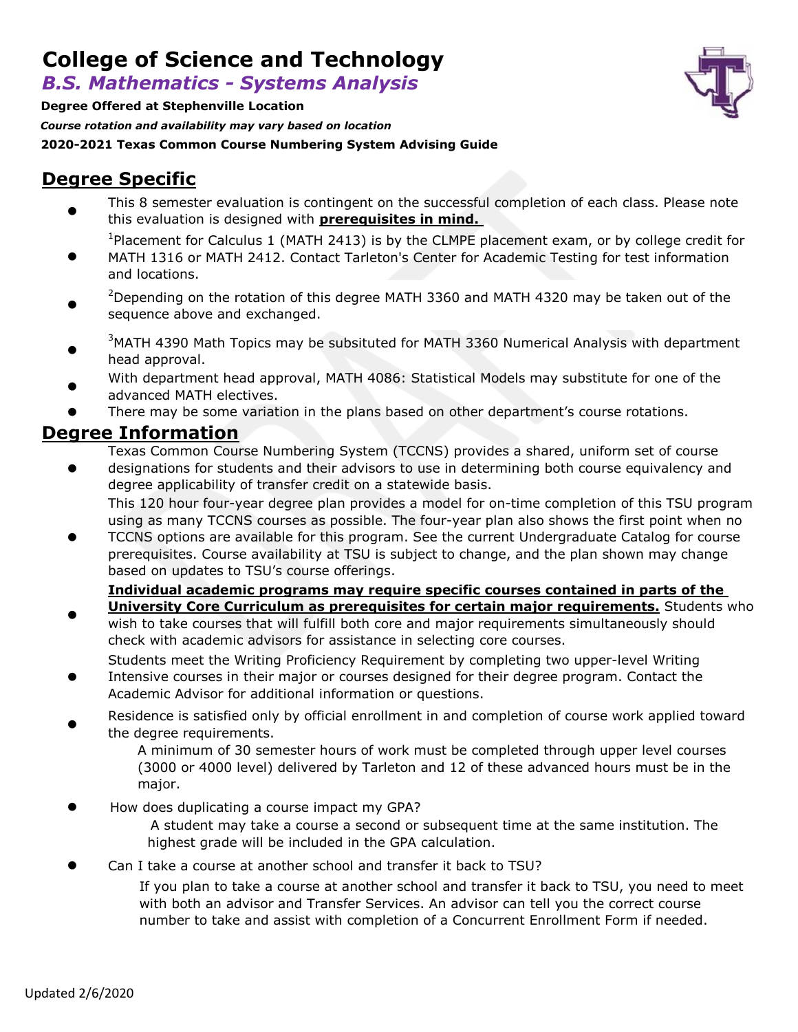# College of Science and Technology

## *B.S. Mathematics - Systems Analysis*

**Degree Offered at Stephenville Location**

***Course rotation and availability may vary based on location***

**2020-2021 Texas Common Course Numbering System Advising Guide**

## Degree Specific

- This 8 semester evaluation is contingent on the successful completion of each class. Please note this evaluation is designed with **prerequisites in mind.**
- [1]Placement for Calculus 1 (MATH 2413) is by the CLMPE placement exam, or by college credit for MATH 1316 or MATH 2412. Contact Tarleton's Center for Academic Testing for test information and locations.
- [2]Depending on the rotation of this degree MATH 3360 and MATH 4320 may be taken out of the sequence above and exchanged.
- [3]MATH 4390 Math Topics may be subsituted for MATH 3360 Numerical Analysis with department head approval.
- With department head approval, MATH 4086: Statistical Models may substitute for one of the advanced MATH electives.
- There may be some variation in the plans based on other department's course rotations.

## Degree Information

- Texas Common Course Numbering System (TCCNS) provides a shared, uniform set of course designations for students and their advisors to use in determining both course equivalency and degree applicability of transfer credit on a statewide basis.
- This 120 hour four-year degree plan provides a model for on-time completion of this TSU program using as many TCCNS courses as possible. The four-year plan also shows the first point when no TCCNS options are available for this program. See the current Undergraduate Catalog for course prerequisites. Course availability at TSU is subject to change, and the plan shown may change based on updates to TSU's course offerings.
- **Individual academic programs may require specific courses contained in parts of the University Core Curriculum as prerequisites for certain major requirements.** Students who wish to take courses that will fulfill both core and major requirements simultaneously should check with academic advisors for assistance in selecting core courses.
- Students meet the Writing Proficiency Requirement by completing two upper-level Writing Intensive courses in their major or courses designed for their degree program. Contact the Academic Advisor for additional information or questions.
- Residence is satisfied only by official enrollment in and completion of course work applied toward the degree requirements.

  A minimum of 30 semester hours of work must be completed through upper level courses (3000 or 4000 level) delivered by Tarleton and 12 of these advanced hours must be in the major.
- How does duplicating a course impact my GPA?

  A student may take a course a second or subsequent time at the same institution. The highest grade will be included in the GPA calculation.
- Can I take a course at another school and transfer it back to TSU?

  If you plan to take a course at another school and transfer it back to TSU, you need to meet with both an advisor and Transfer Services. An advisor can tell you the correct course number to take and assist with completion of a Concurrent Enrollment Form if needed.

Updated 2/6/2020